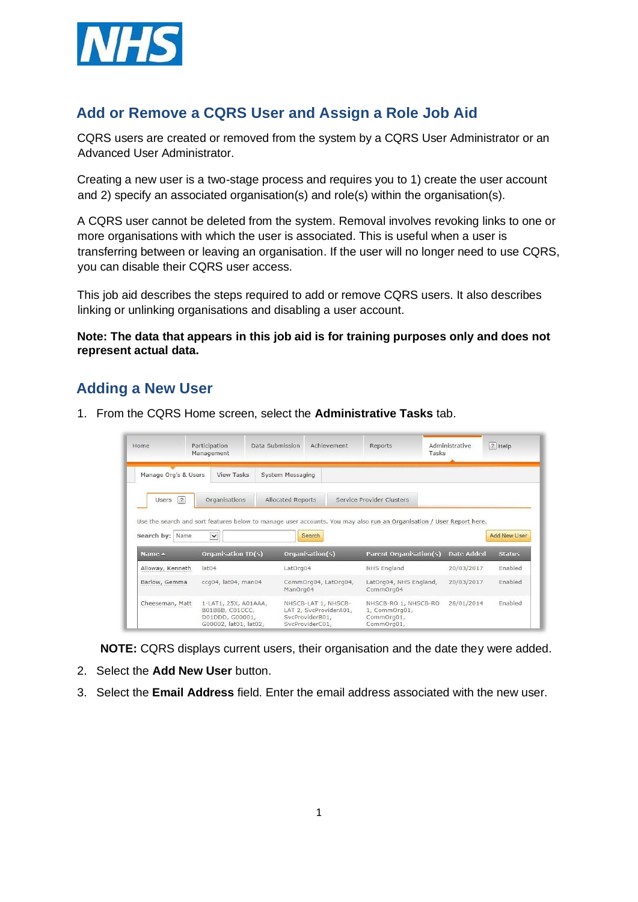# Add or Remove a CQRS User and Assign a Role Job Aid

CQRS users are created or removed from the system by a CQRS User Administrator or an Advanced User Administrator.

Creating a new user is a two-stage process and requires you to 1) create the user account and 2) specify an associated organisation(s) and role(s) within the organisation(s).

A CQRS user cannot be deleted from the system. Removal involves revoking links to one or more organisations with which the user is associated. This is useful when a user is transferring between or leaving an organisation. If the user will no longer need to use CQRS, you can disable their CQRS user access.

This job aid describes the steps required to add or remove CQRS users. It also describes linking or unlinking organisations and disabling a user account.

**Note: The data that appears in this job aid is for training purposes only and does not represent actual data.**

## Adding a New User

1. From the CQRS Home screen, select the **Administrative Tasks** tab.

**NOTE:** CQRS displays current users, their organisation and the date they were added.

2. Select the **Add New User** button.
3. Select the **Email Address** field. Enter the email address associated with the new user.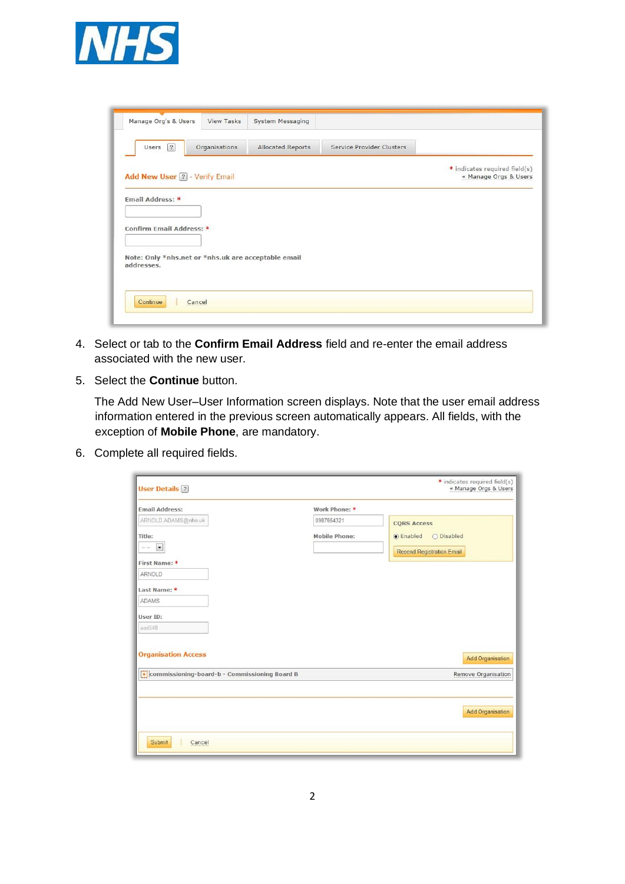4. Select or tab to the **Confirm Email Address** field and re-enter the email address associated with the new user.

5. Select the **Continue** button.

   The Add New User–User Information screen displays. Note that the user email address information entered in the previous screen automatically appears. All fields, with the exception of **Mobile Phone**, are mandatory.

6. Complete all required fields.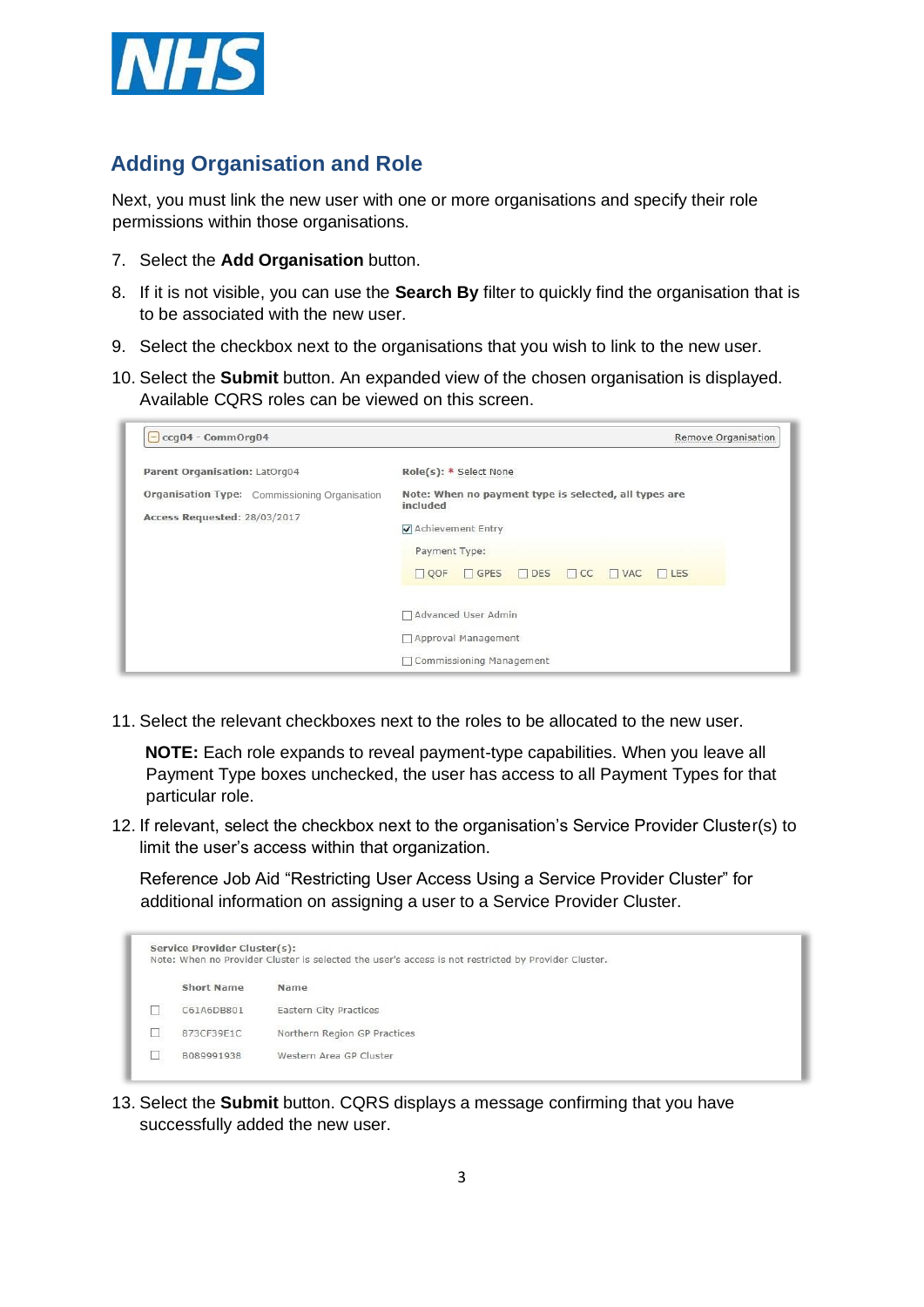## Adding Organisation and Role

Next, you must link the new user with one or more organisations and specify their role permissions within those organisations.

7. Select the **Add Organisation** button.
8. If it is not visible, you can use the **Search By** filter to quickly find the organisation that is to be associated with the new user.
9. Select the checkbox next to the organisations that you wish to link to the new user.
10. Select the **Submit** button. An expanded view of the chosen organisation is displayed. Available CQRS roles can be viewed on this screen.

11. Select the relevant checkboxes next to the roles to be allocated to the new user.

    **NOTE:** Each role expands to reveal payment-type capabilities. When you leave all Payment Type boxes unchecked, the user has access to all Payment Types for that particular role.

12. If relevant, select the checkbox next to the organisation's Service Provider Cluster(s) to limit the user's access within that organization.

    Reference Job Aid "Restricting User Access Using a Service Provider Cluster" for additional information on assigning a user to a Service Provider Cluster.

13. Select the **Submit** button. CQRS displays a message confirming that you have successfully added the new user.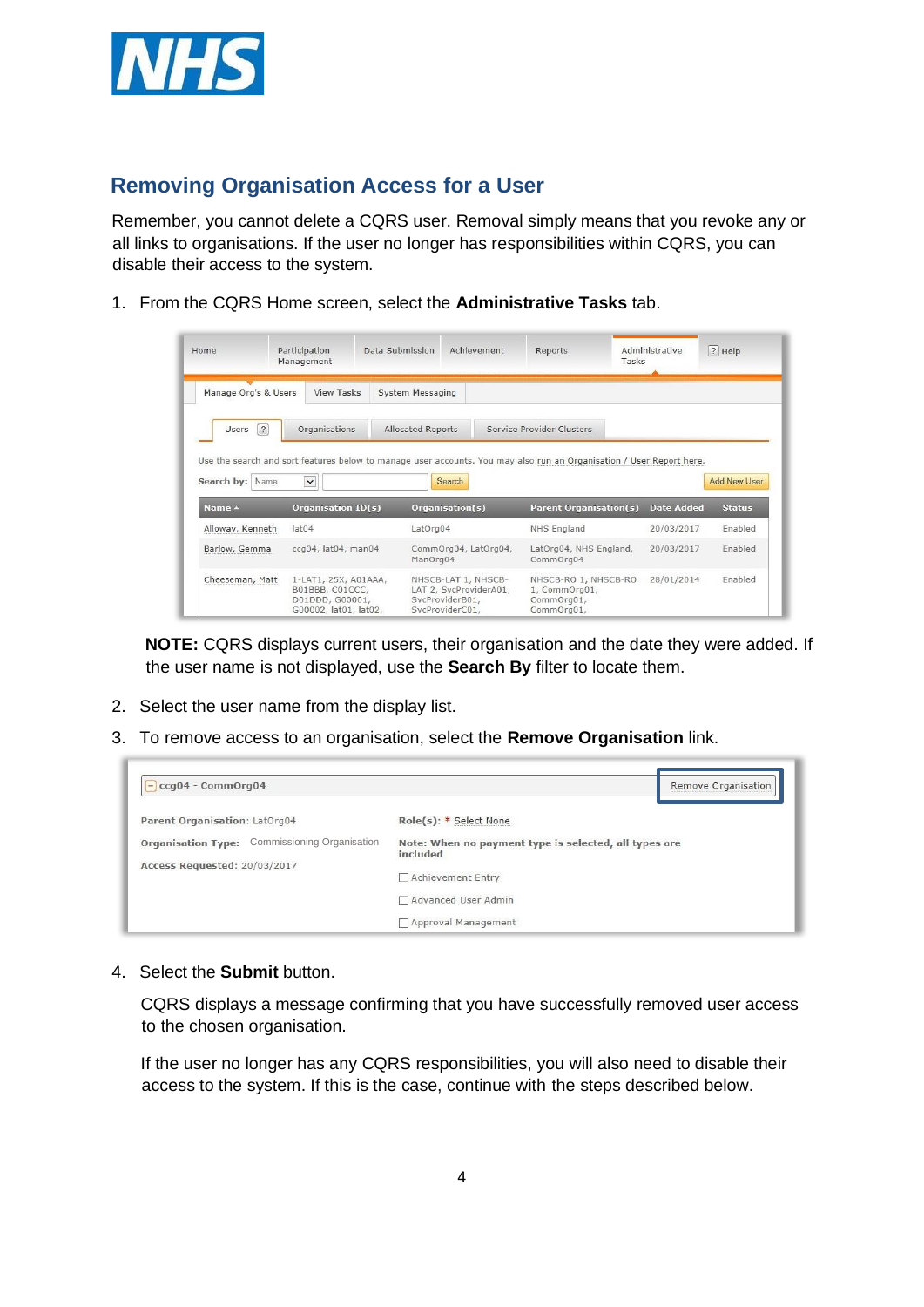## Removing Organisation Access for a User

Remember, you cannot delete a CQRS user. Removal simply means that you revoke any or all links to organisations. If the user no longer has responsibilities within CQRS, you can disable their access to the system.

1. From the CQRS Home screen, select the **Administrative Tasks** tab.

   **NOTE:** CQRS displays current users, their organisation and the date they were added. If the user name is not displayed, use the **Search By** filter to locate them.

2. Select the user name from the display list.
3. To remove access to an organisation, select the **Remove Organisation** link.
4. Select the **Submit** button.

   CQRS displays a message confirming that you have successfully removed user access to the chosen organisation.

   If the user no longer has any CQRS responsibilities, you will also need to disable their access to the system. If this is the case, continue with the steps described below.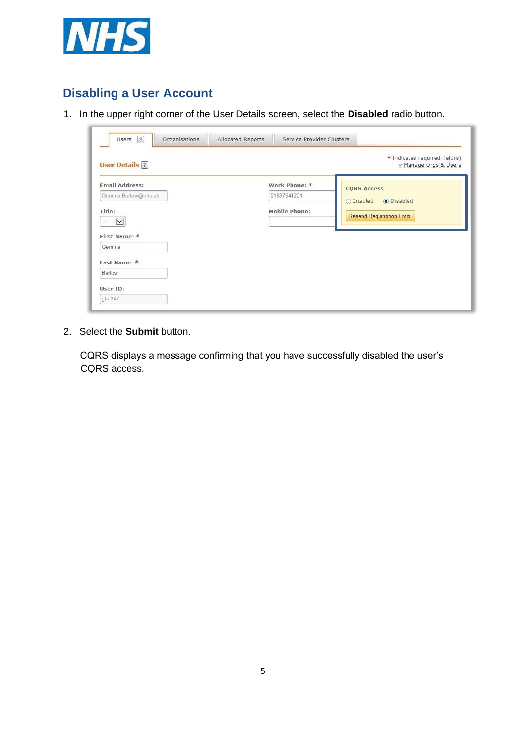## Disabling a User Account

1. In the upper right corner of the User Details screen, select the **Disabled** radio button.

2. Select the **Submit** button.

   CQRS displays a message confirming that you have successfully disabled the user's CQRS access.